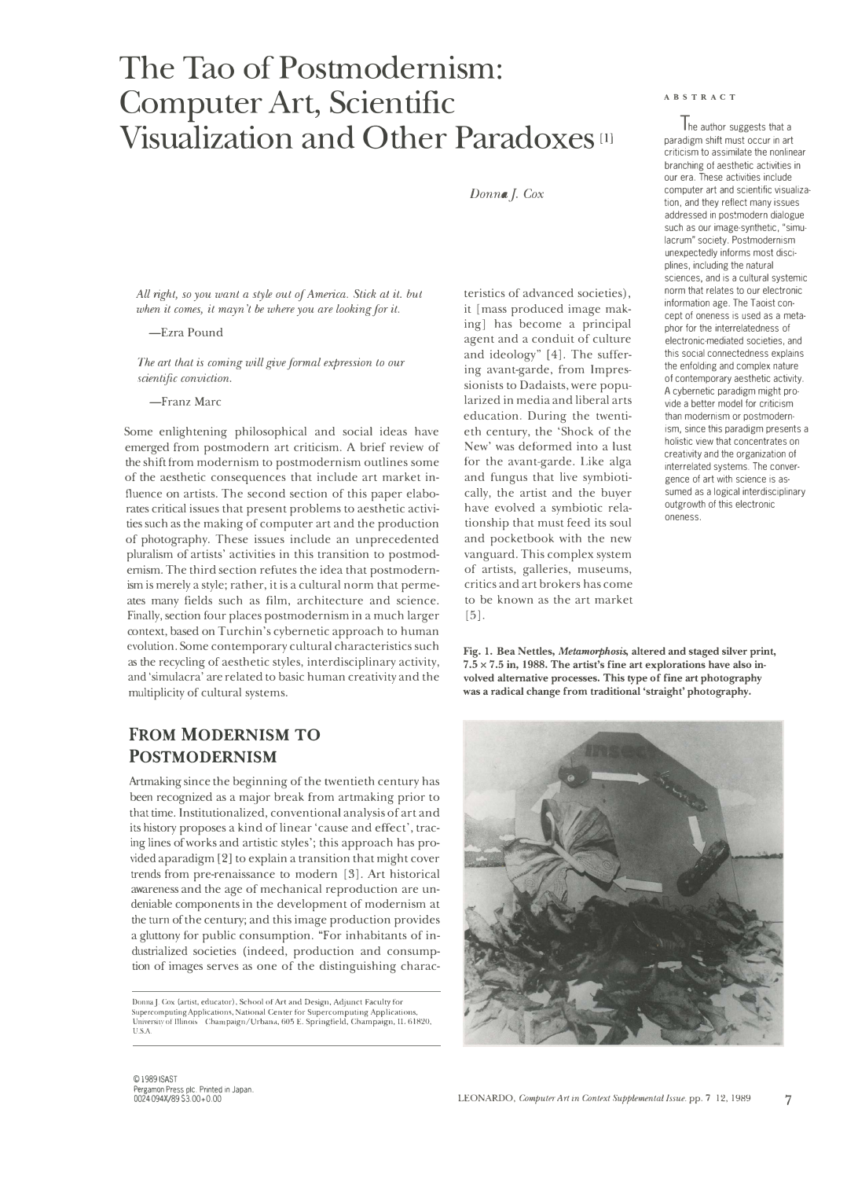# The Tao of Postmodernism: Computer Art, Scientific Visualization and Other Paradoxes [1]

*Donna J. Cox*

**ABSTRACT**

The author suggests that a paradigm shift must occur in art criticism to assimilate the nonlinear branching of aesthetic activities in our era. These activities include computer art and scientific visualization, and they reflect many issues addressed in postmodern dialogue such as our image-synthetic, "simulacrum" society. Postmodernism unexpectedly informs most disciplines, including the natural sciences, and is a cultural systemic norm that relates to our electronic information age. The Taoist concept of oneness is used as a metaphor for the interrelatedness of electronic-mediated societies, and this social connectedness explains the enfolding and complex nature of contemporary aesthetic activity. A cybernetic paradigm might provide a better model for criticism than modernism or postmodernism, since this paradigm presents a holistic view that concentrates on creativity and the organization of interrelated systems. The convergence of art with science is assumed as a logical interdisciplinary outgrowth of this electronic oneness.

*All right, so you want a style out of America. Stick at it. but when it comes, it mayn't be where you are looking for it.*

—Ezra Pound

*The art that is coming will give formal expression to our scientific conviction.*

—Franz Marc

Some enlightening philosophical and social ideas have emerged from postmodern art criticism. A brief review of the shift from modernism to postmodernism outlines some of the aesthetic consequences that include art market influence on artists. The second section of this paper elaborates critical issues that present problems to aesthetic activities such as the making of computer art and the production of photography. These issues include an unprecedented pluralism of artists' activities in this transition to postmodernism. The third section refutes the idea that postmodernism is merely a style; rather, it is a cultural norm that permeates many fields such as film, architecture and science. Finally, section four places postmodernism in a much larger context, based on Turchin's cybernetic approach to human evolution. Some contemporary cultural characteristics such as the recycling of aesthetic styles, interdisciplinary activity, and 'simulacra' are related to basic human creativity and the multiplicity of cultural systems.

## From Modernism to Postmodernism

Artmaking since the beginning of the twentieth century has been recognized as a major break from artmaking prior to that time. Institutionalized, conventional analysis of art and its history proposes a kind of linear 'cause and effect', tracing lines of works and artistic styles'; this approach has provided a paradigm [2] to explain a transition that might cover trends from pre-renaissance to modern [3]. Art historical awareness and the age of mechanical reproduction are undeniable components in the development of modernism at the turn of the century; and this image production provides a gluttony for public consumption. "For inhabitants of industrialized societies (indeed, production and consumption of images serves as one of the distinguishing characteristics of advanced societies), it [mass produced image making] has become a principal agent and a conduit of culture and ideology" [4]. The suffering avant-garde, from Impressionists to Dadaists, were popularized in media and liberal arts education. During the twentieth century, the 'Shock of the New' was deformed into a lust for the avant-garde. Like alga and fungus that live symbiotically, the artist and the buyer have evolved a symbiotic relationship that must feed its soul and pocketbook with the new vanguard. This complex system of artists, galleries, museums, critics and art brokers has come to be known as the art market [5].

**Fig. 1. Bea Nettles, *Metamorphosis*, altered and staged silver print, 7.5 × 7.5 in, 1988. The artist's fine art explorations have also involved alternative processes. This type of fine art photography was a radical change from traditional 'straight' photography.**

Donna J. Cox (artist, educator), School of Art and Design, Adjunct Faculty for Supercomputing Applications, National Center for Supercomputing Applications, University of Illinois Champaign/Urbana, 605 E. Springfield, Champaign, IL 61820, U.S.A.

© 1989 ISAST
Pergamon Press plc. Printed in Japan.
0024-094X/89 $3.00+0.00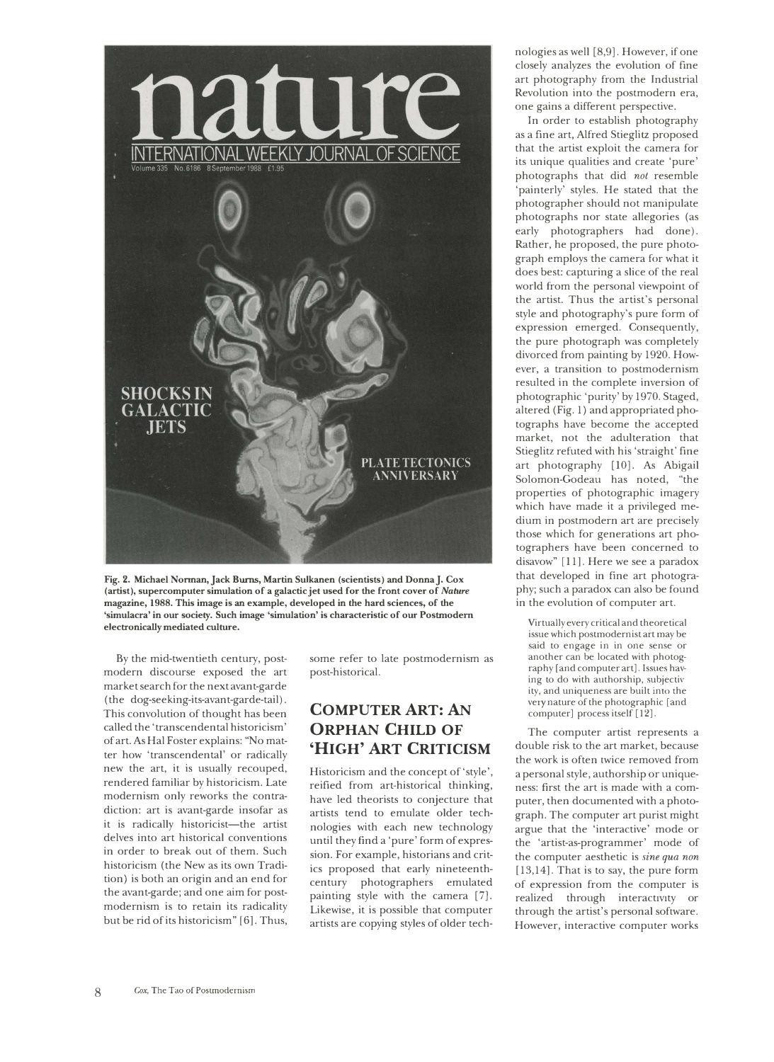Fig. 2. Michael Norman, Jack Burns, Martin Sulkanen (scientists) and Donna J. Cox (artist), supercomputer simulation of a galactic jet used for the front cover of *Nature* magazine, 1988. This image is an example, developed in the hard sciences, of the 'simulacra' in our society. Such image 'simulation' is characteristic of our Postmodern electronically mediated culture.

By the mid-twentieth century, postmodern discourse exposed the art market search for the next avant-garde (the dog-seeking-its-avant-garde-tail). This convolution of thought has been called the 'transcendental historicism' of art. As Hal Foster explains: "No matter how 'transcendental' or radically new the art, it is usually recouped, rendered familiar by historicism. Late modernism only reworks the contradiction: art is avant-garde insofar as it is radically historicist—the artist delves into art historical conventions in order to break out of them. Such historicism (the New as its own Tradition) is both an origin and an end for the avant-garde; and one aim for postmodernism is to retain its radicality but be rid of its historicism" [6]. Thus, some refer to late postmodernism as post-historical.

## Computer Art: An Orphan Child of 'High' Art Criticism

Historicism and the concept of 'style', reified from art-historical thinking, have led theorists to conjecture that artists tend to emulate older technologies with each new technology until they find a 'pure' form of expression. For example, historians and critics proposed that early nineteenth-century photographers emulated painting style with the camera [7]. Likewise, it is possible that computer artists are copying styles of older technologies as well [8,9]. However, if one closely analyzes the evolution of fine art photography from the Industrial Revolution into the postmodern era, one gains a different perspective.

In order to establish photography as a fine art, Alfred Stieglitz proposed that the artist exploit the camera for its unique qualities and create 'pure' photographs that did *not* resemble 'painterly' styles. He stated that the photographer should not manipulate photographs nor state allegories (as early photographers had done). Rather, he proposed, the pure photograph employs the camera for what it does best: capturing a slice of the real world from the personal viewpoint of the artist. Thus the artist's personal style and photography's pure form of expression emerged. Consequently, the pure photograph was completely divorced from painting by 1920. However, a transition to postmodernism resulted in the complete inversion of photographic 'purity' by 1970. Staged, altered (Fig. 1) and appropriated photographs have become the accepted market, not the adulteration that Stieglitz refuted with his 'straight' fine art photography [10]. As Abigail Solomon-Godeau has noted, "the properties of photographic imagery which have made it a privileged medium in postmodern art are precisely those which for generations art photographers have been concerned to disavow" [11]. Here we see a paradox that developed in fine art photography; such a paradox can also be found in the evolution of computer art.

> Virtually every critical and theoretical issue which postmodernist art may be said to engage in in one sense or another can be located with photography [and computer art]. Issues having to do with authorship, subjectivity, and uniqueness are built into the very nature of the photographic [and computer] process itself [12].

The computer artist represents a double risk to the art market, because the work is often twice removed from a personal style, authorship or uniqueness: first the art is made with a computer, then documented with a photograph. The computer art purist might argue that the 'interactive' mode or the 'artist-as-programmer' mode of the computer aesthetic is *sine qua non* [13,14]. That is to say, the pure form of expression from the computer is realized through interactivity or through the artist's personal software. However, interactive computer works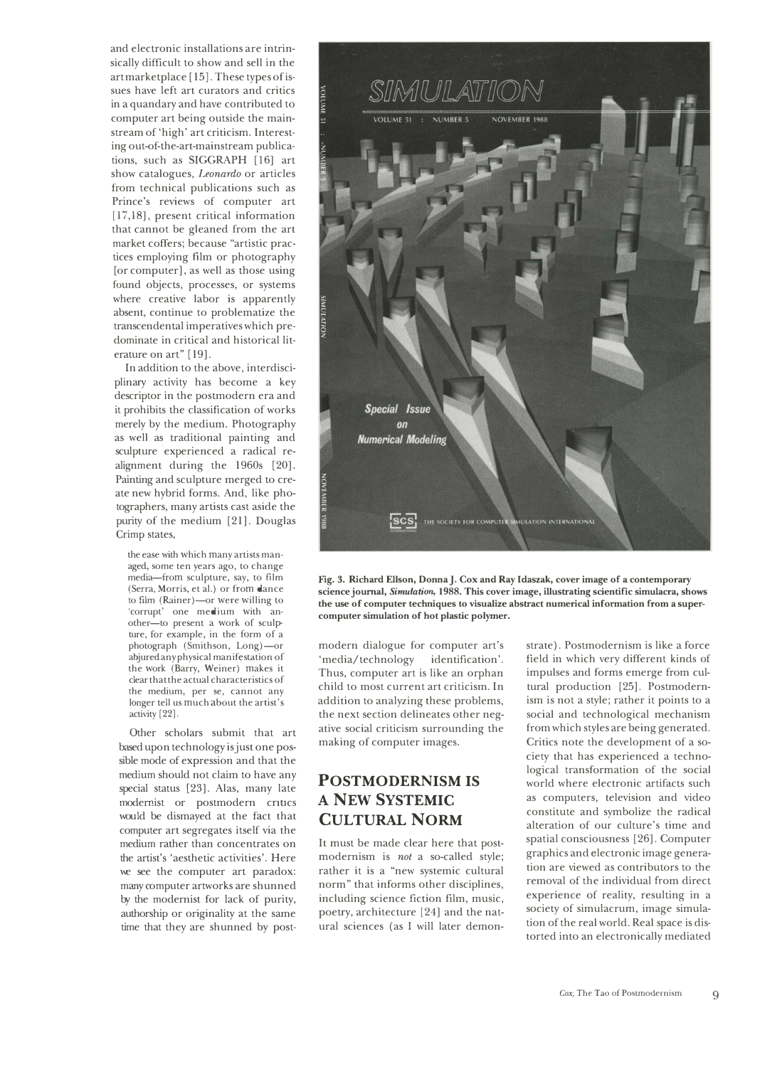and electronic installations are intrinsically difficult to show and sell in the art marketplace [15]. These types of issues have left art curators and critics in a quandary and have contributed to computer art being outside the mainstream of 'high' art criticism. Interesting out-of-the-art-mainstream publications, such as SIGGRAPH [16] art show catalogues, *Leonardo* or articles from technical publications such as Prince's reviews of computer art [17,18], present critical information that cannot be gleaned from the art market coffers; because "artistic practices employing film or photography [or computer], as well as those using found objects, processes, or systems where creative labor is apparently absent, continue to problematize the transcendental imperatives which predominate in critical and historical literature on art" [19].

In addition to the above, interdisciplinary activity has become a key descriptor in the postmodern era and it prohibits the classification of works merely by the medium. Photography as well as traditional painting and sculpture experienced a radical realignment during the 1960s [20]. Painting and sculpture merged to create new hybrid forms. And, like photographers, many artists cast aside the purity of the medium [21]. Douglas Crimp states,

> the ease with which many artists managed, some ten years ago, to change media—from sculpture, say, to film (Serra, Morris, et al.) or from dance to film (Rainer)—or were willing to 'corrupt' one medium with another—to present a work of sculpture, for example, in the form of a photograph (Smithson, Long)—or abjured any physical manifestation of the work (Barry, Weiner) makes it clear that the actual characteristics of the medium, per se, cannot any longer tell us much about the artist's activity [22].

Other scholars submit that art based upon technology is just one possible mode of expression and that the medium should not claim to have any special status [23]. Alas, many late modernist or postmodern critics would be dismayed at the fact that computer art segregates itself via the medium rather than concentrates on the artist's 'aesthetic activities'. Here we see the computer art paradox: many computer artworks are shunned by the modernist for lack of purity, authorship or originality at the same time that they are shunned by postmodern dialogue for computer art's 'media/technology identification'. Thus, computer art is like an orphan child to most current art criticism. In addition to analyzing these problems, the next section delineates other negative social criticism surrounding the making of computer images.

**Fig. 3. Richard Ellson, Donna J. Cox and Ray Idaszak, cover image of a contemporary science journal, *Simulation*, 1988. This cover image, illustrating scientific simulacra, shows the use of computer techniques to visualize abstract numerical information from a supercomputer simulation of hot plastic polymer.**

## Postmodernism Is a New Systemic Cultural Norm

It must be made clear here that postmodernism is *not* a so-called style; rather it is a "new systemic cultural norm" that informs other disciplines, including science fiction film, music, poetry, architecture [24] and the natural sciences (as I will later demonstrate). Postmodernism is like a force field in which very different kinds of impulses and forms emerge from cultural production [25]. Postmodernism is not a style; rather it points to a social and technological mechanism from which styles are being generated. Critics note the development of a society that has experienced a technological transformation of the social world where electronic artifacts such as computers, television and video constitute and symbolize the radical alteration of our culture's time and spatial consciousness [26]. Computer graphics and electronic image generation are viewed as contributors to the removal of the individual from direct experience of reality, resulting in a society of simulacrum, image simulation of the real world. Real space is distorted into an electronically mediated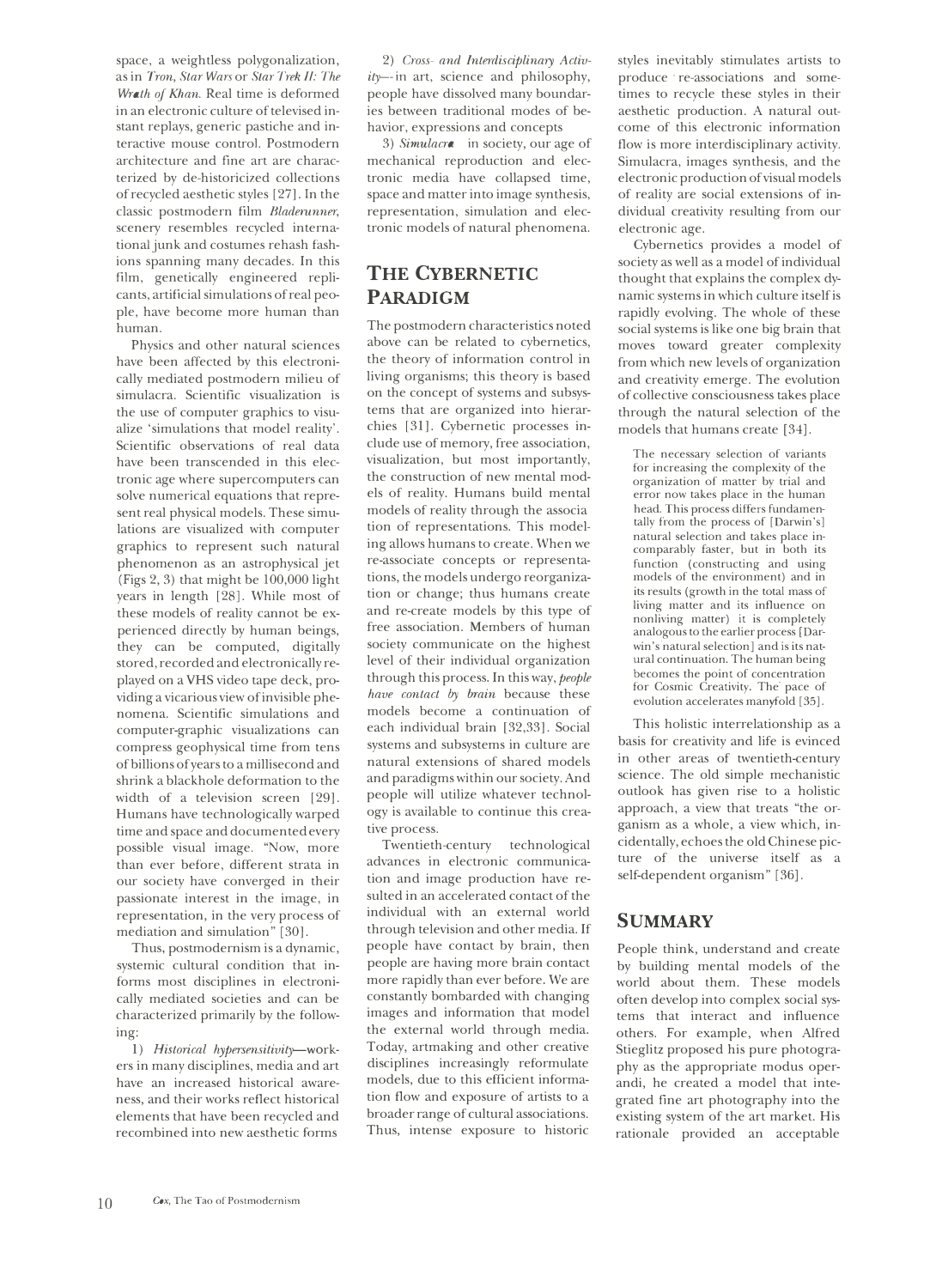space, a weightless polygonalization, as in *Tron*, *Star Wars* or *Star Trek II: The Wrath of Khan.* Real time is deformed in an electronic culture of televised instant replays, generic pastiche and interactive mouse control. Postmodern architecture and fine art are characterized by de-historicized collections of recycled aesthetic styles [27]. In the classic postmodern film *Bladerunner*, scenery resembles recycled international junk and costumes rehash fashions spanning many decades. In this film, genetically engineered replicants, artificial simulations of real people, have become more human than human.

Physics and other natural sciences have been affected by this electronically mediated postmodern milieu of simulacra. Scientific visualization is the use of computer graphics to visualize 'simulations that model reality'. Scientific observations of real data have been transcended in this electronic age where supercomputers can solve numerical equations that represent real physical models. These simulations are visualized with computer graphics to represent such natural phenomenon as an astrophysical jet (Figs 2, 3) that might be 100,000 light years in length [28]. While most of these models of reality cannot be experienced directly by human beings, they can be computed, digitally stored, recorded and electronically replayed on a VHS video tape deck, providing a vicarious view of invisible phenomena. Scientific simulations and computer-graphic visualizations can compress geophysical time from tens of billions of years to a millisecond and shrink a blackhole deformation to the width of a television screen [29]. Humans have technologically warped time and space and documented every possible visual image. "Now, more than ever before, different strata in our society have converged in their passionate interest in the image, in representation, in the very process of mediation and simulation" [30].

Thus, postmodernism is a dynamic, systemic cultural condition that informs most disciplines in electronically mediated societies and can be characterized primarily by the following:

1) *Historical hypersensitivity*—workers in many disciplines, media and art have an increased historical awareness, and their works reflect historical elements that have been recycled and recombined into new aesthetic forms

2) *Cross- and Interdisciplinary Activity*—in art, science and philosophy, people have dissolved many boundaries between traditional modes of behavior, expressions and concepts

3) *Simulacra* in society, our age of mechanical reproduction and electronic media have collapsed time, space and matter into image synthesis, representation, simulation and electronic models of natural phenomena.

## The Cybernetic Paradigm

The postmodern characteristics noted above can be related to cybernetics, the theory of information control in living organisms; this theory is based on the concept of systems and subsystems that are organized into hierarchies [31]. Cybernetic processes include use of memory, free association, visualization, but most importantly, the construction of new mental models of reality. Humans build mental models of reality through the association of representations. This modeling allows humans to create. When we re-associate concepts or representations, the models undergo reorganization or change; thus humans create and re-create models by this type of free association. Members of human society communicate on the highest level of their individual organization through this process. In this way, *people have contact by brain* because these models become a continuation of each individual brain [32,33]. Social systems and subsystems in culture are natural extensions of shared models and paradigms within our society. And people will utilize whatever technology is available to continue this creative process.

Twentieth-century technological advances in electronic communication and image production have resulted in an accelerated contact of the individual with an external world through television and other media. If people have contact by brain, then people are having more brain contact more rapidly than ever before. We are constantly bombarded with changing images and information that model the external world through media. Today, artmaking and other creative disciplines increasingly reformulate models, due to this efficient information flow and exposure of artists to a broader range of cultural associations. Thus, intense exposure to historic styles inevitably stimulates artists to produce re-associations and sometimes to recycle these styles in their aesthetic production. A natural outcome of this electronic information flow is more interdisciplinary activity. Simulacra, images synthesis, and the electronic production of visual models of reality are social extensions of individual creativity resulting from our electronic age.

Cybernetics provides a model of society as well as a model of individual thought that explains the complex dynamic systems in which culture itself is rapidly evolving. The whole of these social systems is like one big brain that moves toward greater complexity from which new levels of organization and creativity emerge. The evolution of collective consciousness takes place through the natural selection of the models that humans create [34].

> The necessary selection of variants for increasing the complexity of the organization of matter by trial and error now takes place in the human head. This process differs fundamentally from the process of [Darwin's] natural selection and takes place incomparably faster, but in both its function (constructing and using models of the environment) and in its results (growth in the total mass of living matter and its influence on nonliving matter) it is completely analogous to the earlier process [Darwin's natural selection] and is its natural continuation. The human being becomes the point of concentration for Cosmic Creativity. The pace of evolution accelerates manyfold [35].

This holistic interrelationship as a basis for creativity and life is evinced in other areas of twentieth-century science. The old simple mechanistic outlook has given rise to a holistic approach, a view that treats "the organism as a whole, a view which, incidentally, echoes the old Chinese picture of the universe itself as a self-dependent organism" [36].

## Summary

People think, understand and create by building mental models of the world about them. These models often develop into complex social systems that interact and influence others. For example, when Alfred Stieglitz proposed his pure photography as the appropriate modus operandi, he created a model that integrated fine art photography into the existing system of the art market. His rationale provided an acceptable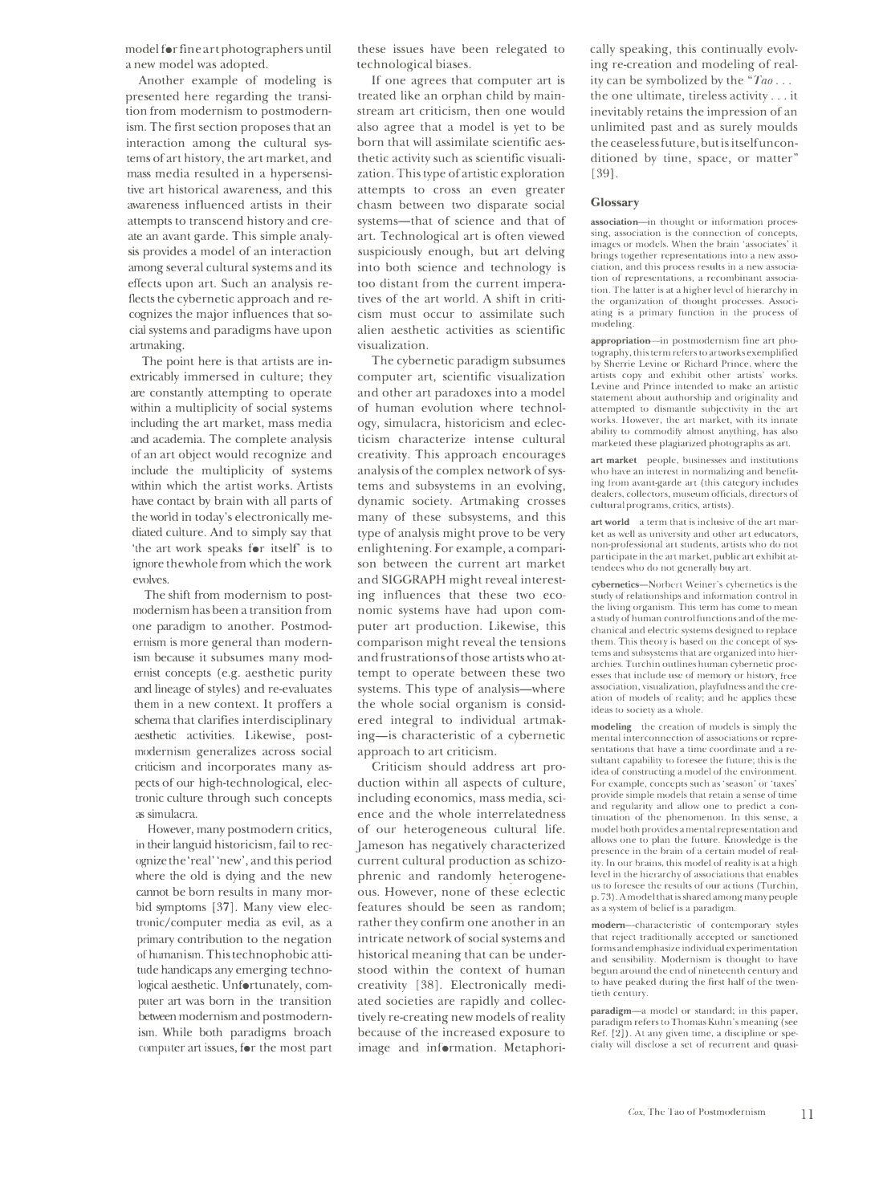model for fine art photographers until a new model was adopted.

Another example of modeling is presented here regarding the transition from modernism to postmodernism. The first section proposes that an interaction among the cultural systems of art history, the art market, and mass media resulted in a hypersensitive art historical awareness, and this awareness influenced artists in their attempts to transcend history and create an avant garde. This simple analysis provides a model of an interaction among several cultural systems and its effects upon art. Such an analysis reflects the cybernetic approach and recognizes the major influences that social systems and paradigms have upon artmaking.

The point here is that artists are inextricably immersed in culture; they are constantly attempting to operate within a multiplicity of social systems including the art market, mass media and academia. The complete analysis of an art object would recognize and include the multiplicity of systems within which the artist works. Artists have contact by brain with all parts of the world in today's electronically mediated culture. And to simply say that 'the art work speaks for itself' is to ignore the whole from which the work evolves.

The shift from modernism to postmodernism has been a transition from one paradigm to another. Postmodernism is more general than modernism because it subsumes many modernist concepts (e.g. aesthetic purity and lineage of styles) and re-evaluates them in a new context. It proffers a schema that clarifies interdisciplinary aesthetic activities. Likewise, postmodernism generalizes across social criticism and incorporates many aspects of our high-technological, electronic culture through such concepts as simulacra.

However, many postmodern critics, in their languid historicism, fail to recognize the 'real' 'new', and this period where the old is dying and the new cannot be born results in many morbid symptoms [37]. Many view electronic/computer media as evil, as a primary contribution to the negation of humanism. This technophobic attitude handicaps any emerging technological aesthetic. Unfortunately, computer art was born in the transition between modernism and postmodernism. While both paradigms broach computer art issues, for the most part these issues have been relegated to technological biases.

If one agrees that computer art is treated like an orphan child by mainstream art criticism, then one would also agree that a model is yet to be born that will assimilate scientific aesthetic activity such as scientific visualization. This type of artistic exploration attempts to cross an even greater chasm between two disparate social systems—that of science and that of art. Technological art is often viewed suspiciously enough, but art delving into both science and technology is too distant from the current imperatives of the art world. A shift in criticism must occur to assimilate such alien aesthetic activities as scientific visualization.

The cybernetic paradigm subsumes computer art, scientific visualization and other art paradoxes into a model of human evolution where technology, simulacra, historicism and eclecticism characterize intense cultural creativity. This approach encourages analysis of the complex network of systems and subsystems in an evolving, dynamic society. Artmaking crosses many of these subsystems, and this type of analysis might prove to be very enlightening. For example, a comparison between the current art market and SIGGRAPH might reveal interesting influences that these two economic systems have had upon computer art production. Likewise, this comparison might reveal the tensions and frustrations of those artists who attempt to operate between these two systems. This type of analysis—where the whole social organism is considered integral to individual artmaking—is characteristic of a cybernetic approach to art criticism.

Criticism should address art production within all aspects of culture, including economics, mass media, science and the whole interrelatedness of our heterogeneous cultural life. Jameson has negatively characterized current cultural production as schizophrenic and randomly heterogeneous. However, none of these eclectic features should be seen as random; rather they confirm one another in an intricate network of social systems and historical meaning that can be understood within the context of human creativity [38]. Electronically mediated societies are rapidly and collectively re-creating new models of reality because of the increased exposure to image and information. Metaphorically speaking, this continually evolving re-creation and modeling of reality can be symbolized by the "*Tao* . . . the one ultimate, tireless activity . . . it inevitably retains the impression of an unlimited past and as surely moulds the ceaseless future, but is itself unconditioned by time, space, or matter" [39].

## Glossary

**association**—in thought or information processing, association is the connection of concepts, images or models. When the brain 'associates' it brings together representations into a new association, and this process results in a new association of representations, a recombinant association. The latter is at a higher level of hierarchy in the organization of thought processes. Associating is a primary function in the process of modeling.

**appropriation**—in postmodernism fine art photography, this term refers to artworks exemplified by Sherrie Levine or Richard Prince, where the artists copy and exhibit other artists' works. Levine and Prince intended to make an artistic statement about authorship and originality and attempted to dismantle subjectivity in the art works. However, the art market, with its innate ability to commodify almost anything, has also marketed these plagiarized photographs as art.

**art market**—people, businesses and institutions who have an interest in normalizing and benefiting from avant-garde art (this category includes dealers, collectors, museum officials, directors of cultural programs, critics, artists).

**art world**—a term that is inclusive of the art market as well as university and other art educators, non-professional art students, artists who do not participate in the art market, public art exhibit attendees who do not generally buy art.

**cybernetics**—Norbert Weiner's cybernetics is the study of relationships and information control in the living organism. This term has come to mean a study of human control functions and of the mechanical and electric systems designed to replace them. This theory is based on the concept of systems and subsystems that are organized into hierarchies. Turchin outlines human cybernetic processes that include use of memory or history, free association, visualization, playfulness and the creation of models of reality; and he applies these ideas to society as a whole.

**modeling**—the creation of models is simply the mental interconnection of associations or representations that have a time coordinate and a resultant capability to foresee the future; this is the idea of constructing a model of the environment. For example, concepts such as 'season' or 'taxes' provide simple models that retain a sense of time and regularity and allow one to predict a continuation of the phenomenon. In this sense, a model both provides a mental representation and allows one to plan the future. Knowledge is the presence in the brain of a certain model of reality. In our brains, this model of reality is at a high level in the hierarchy of associations that enables us to foresee the results of our actions (Turchin, p. 73). A model that is shared among many people as a system of belief is a paradigm.

**modern**—characteristic of contemporary styles that reject traditionally accepted or sanctioned forms and emphasize individual experimentation and sensibility. Modernism is thought to have begun around the end of nineteenth century and to have peaked during the first half of the twentieth century.

**paradigm**—a model or standard; in this paper, paradigm refers to Thomas Kuhn's meaning (see Ref. [2]). At any given time, a discipline or specialty will disclose a set of recurrent and quasi-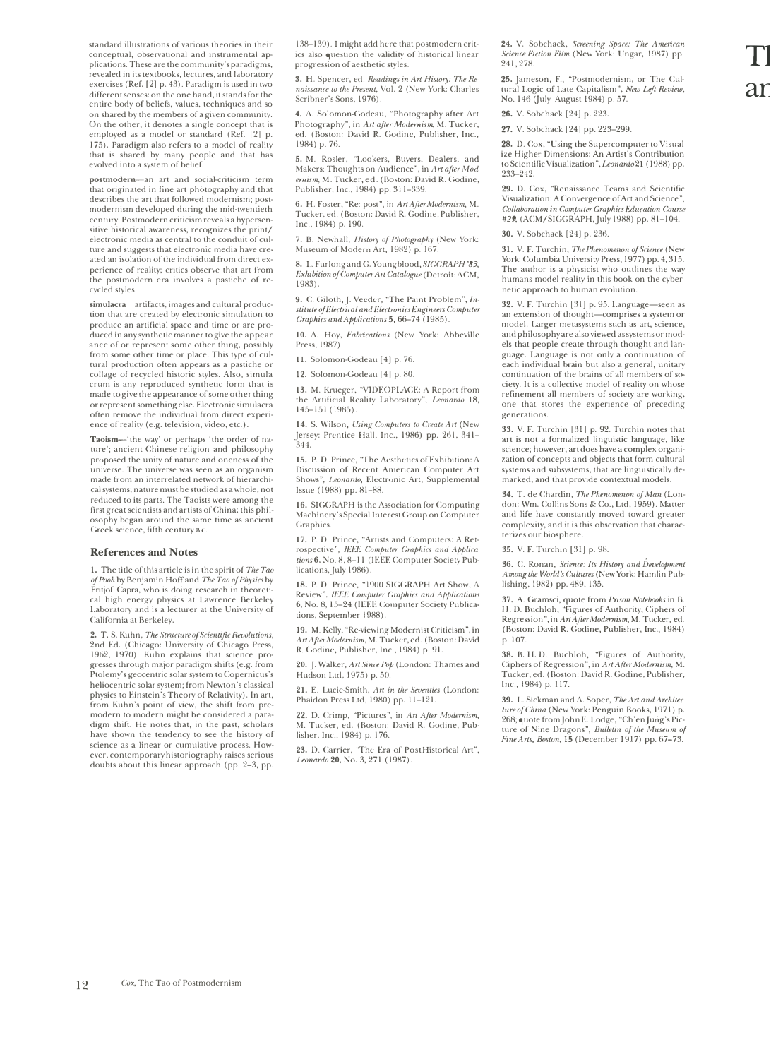standard illustrations of various theories in their conceptual, observational and instrumental applications. These are the community's paradigms, revealed in its textbooks, lectures, and laboratory exercises (Ref. [2] p. 43). Paradigm is used in two different senses: on the one hand, it stands for the entire body of beliefs, values, techniques and so on shared by the members of a given community. On the other, it denotes a single concept that is employed as a model or standard (Ref. [2] p. 175). Paradigm also refers to a model of reality that is shared by many people and that has evolved into a system of belief.

**postmodern**—an art and social-criticism term that originated in fine art photography and that describes the art that followed modernism; postmodernism developed during the mid-twentieth century. Postmodern criticism reveals a hypersensitive historical awareness, recognizes the print/electronic media as central to the conduit of culture and suggests that electronic media have created an isolation of the individual from direct experience of reality; critics observe that art from the postmodern era involves a pastiche of recycled styles.

**simulacra** artifacts, images and cultural production that are created by electronic simulation to produce an artificial space and time or are produced in any synthetic manner to give the appearance of or represent some other thing, possibly from some other time or place. This type of cultural production often appears as a pastiche or collage of recycled historic styles. Also, simulacrum is any reproduced synthetic form that is made to give the appearance of some other thing or represent something else. Electronic simulacra often remove the individual from direct experience of reality (e.g. television, video, etc.).

**Taoism**—'the way' or perhaps 'the order of nature'; ancient Chinese religion and philosophy proposed the unity of nature and oneness of the universe. The universe was seen as an organism made from an interrelated network of hierarchical systems; nature must be studied as a whole, not reduced to its parts. The Taoists were among the first great scientists and artists of China; this philosophy began around the same time as ancient Greek science, fifth century B.C.

## References and Notes

1. The title of this article is in the spirit of *The Tao of Pooh* by Benjamin Hoff and *The Tao of Physics* by Fritjof Capra, who is doing research in theoretical high energy physics at Lawrence Berkeley Laboratory and is a lecturer at the University of California at Berkeley.

2. T. S. Kuhn, *The Structure of Scientific Revolutions*, 2nd Ed. (Chicago: University of Chicago Press, 1962, 1970). Kuhn explains that science progresses through major paradigm shifts (e.g. from Ptolemy's geocentric solar system to Copernicus's heliocentric solar system; from Newton's classical physics to Einstein's Theory of Relativity). In art, from Kuhn's point of view, the shift from premodern to modern might be considered a paradigm shift. He notes that, in the past, scholars have shown the tendency to see the history of science as a linear or cumulative process. However, contemporary historiography raises serious doubts about this linear approach (pp. 2–3, pp. 138–139). I might add here that postmodern critics also question the validity of historical linear progression of aesthetic styles.

3. H. Spencer, ed. *Readings in Art History: The Renaissance to the Present*, Vol. 2 (New York: Charles Scribner's Sons, 1976).

4. A. Solomon-Godeau, "Photography after Art Photography", in *Art after Modernism*, M. Tucker, ed. (Boston: David R. Godine, Publisher, Inc., 1984) p. 76.

5. M. Rosler, "Lookers, Buyers, Dealers, and Makers: Thoughts on Audience", in *Art after Modernism*, M. Tucker, ed. (Boston: David R. Godine, Publisher, Inc., 1984) pp. 311–339.

6. H. Foster, "Re: post", in *Art After Modernism*, M. Tucker, ed. (Boston: David R. Godine, Publisher, Inc., 1984) p. 190.

7. B. Newhall, *History of Photography* (New York: Museum of Modern Art, 1982) p. 167.

8. L. Furlong and G. Youngblood, *SIGGRAPH '83, Exhibition of Computer Art Catalogue* (Detroit: ACM, 1983).

9. C. Giloth, J. Veeder, "The Paint Problem", *Institute of Electrical and Electronics Engineers Computer Graphics and Applications* 5, 66–74 (1985).

10. A. Hoy, *Fabrications* (New York: Abbeville Press, 1987).

11. Solomon-Godeau [4] p. 76.

12. Solomon-Godeau [4] p. 80.

13. M. Krueger, "VIDEOPLACE: A Report from the Artificial Reality Laboratory", *Leonardo* 18, 145–151 (1985).

14. S. Wilson, *Using Computers to Create Art* (New Jersey: Prentice Hall, Inc., 1986) pp. 261, 341–344.

15. P. D. Prince, "The Aesthetics of Exhibition: A Discussion of Recent American Computer Art Shows", *Leonardo*, Electronic Art, Supplemental Issue (1988) pp. 81–88.

16. SIGGRAPH is the Association for Computing Machinery's Special Interest Group on Computer Graphics.

17. P. D. Prince, "Artists and Computers: A Retrospective", *IEEE Computer Graphics and Applications* 6, No. 8, 8–11 (IEEE Computer Society Publications, July 1986).

18. P. D. Prince, "1900 SIGGRAPH Art Show, A Review", *IEEE Computer Graphics and Applications* 6, No. 8, 15–24 (IEEE Computer Society Publications, September 1988).

19. M. Kelly, "Re-viewing Modernist Criticism", in *Art After Modernism*, M. Tucker, ed. (Boston: David R. Godine, Publisher, Inc., 1984) p. 91.

20. J. Walker, *Art Since Pop* (London: Thames and Hudson Ltd, 1975) p. 50.

21. E. Lucie-Smith, *Art in the Seventies* (London: Phaidon Press Ltd, 1980) pp. 11–121.

22. D. Crimp, "Pictures", in *Art After Modernism*, M. Tucker, ed. (Boston: David R. Godine, Publisher, Inc., 1984) p. 176.

23. D. Carrier, "The Era of Post Historical Art", *Leonardo* 20, No. 3, 271 (1987).

24. V. Sobchack, *Screening Space: The American Science Fiction Film* (New York: Ungar, 1987) pp. 241, 278.

25. Jameson, F., "Postmodernism, or The Cultural Logic of Late Capitalism", *New Left Review*, No. 146 (July August 1984) p. 57.

26. V. Sobchack [24] p. 223.

27. V. Sobchack [24] pp. 223–299.

28. D. Cox, "Using the Supercomputer to Visualize Higher Dimensions: An Artist's Contribution to Scientific Visualization", *Leonardo* 21 (1988) pp. 233–242.

29. D. Cox, "Renaissance Teams and Scientific Visualization: A Convergence of Art and Science", *Collaboration in Computer Graphics Education Course #29*, (ACM/SIGGRAPH, July 1988) pp. 81–104.

30. V. Sobchack [24] p. 236.

31. V. F. Turchin, *The Phenomenon of Science* (New York: Columbia University Press, 1977) pp. 4, 315. The author is a physicist who outlines the way humans model reality in this book on the cybernetic approach to human evolution.

32. V. F. Turchin [31] p. 95. Language—seen as an extension of thought—comprises a system or model. Larger metasystems such as art, science, and philosophy are also viewed as systems or models that people create through thought and language. Language is not only a continuation of each individual brain but also a general, unitary continuation of the brains of all members of society. It is a collective model of reality on whose refinement all members of society are working, one that stores the experience of preceding generations.

33. V. F. Turchin [31] p. 92. Turchin notes that art is not a formalized linguistic language, like science; however, art does have a complex organization of concepts and objects that form cultural systems and subsystems, that are linguistically demarked, and that provide contextual models.

34. T. de Chardin, *The Phenomenon of Man* (London: Wm. Collins Sons & Co., Ltd, 1959). Matter and life have constantly moved toward greater complexity, and it is this observation that characterizes our biosphere.

35. V. F. Turchin [31] p. 98.

36. C. Ronan, *Science: Its History and Development Among the World's Cultures* (New York: Hamlin Publishing, 1982) pp. 489, 135.

37. A. Gramsci, quote from *Prison Notebooks* in B. H. D. Buchloh, "Figures of Authority, Ciphers of Regression", in *Art After Modernism*, M. Tucker, ed. (Boston: David R. Godine, Publisher, Inc., 1984) p. 107.

38. B. H. D. Buchloh, "Figures of Authority, Ciphers of Regression", in *Art After Modernism*, M. Tucker, ed. (Boston: David R. Godine, Publisher, Inc., 1984) p. 117.

39. L. Sickman and A. Soper, *The Art and Architecture of China* (New York: Penguin Books, 1971) p. 268; quote from John E. Lodge, "Ch'en Jung's Picture of Nine Dragons", *Bulletin of the Museum of Fine Arts, Boston*, 15 (December 1917) pp. 67–73.